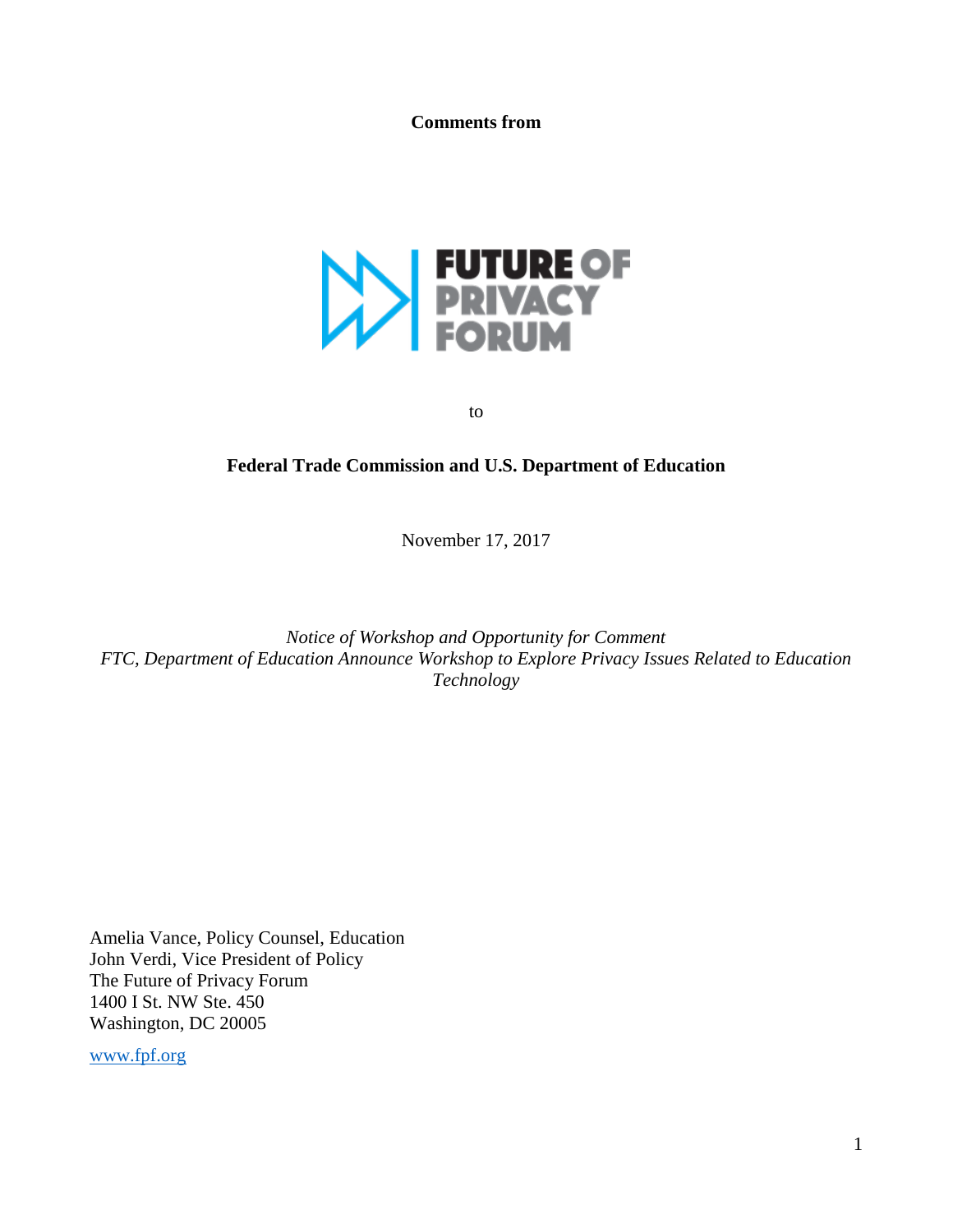**Comments from**

FUTURE OF PRIVACY FORUM

to

**Federal Trade Commission and U.S. Department of Education**

November 17, 2017

*Notice of Workshop and Opportunity for Comment*
*FTC, Department of Education Announce Workshop to Explore Privacy Issues Related to Education Technology*

Amelia Vance, Policy Counsel, Education
John Verdi, Vice President of Policy
The Future of Privacy Forum
1400 I St. NW Ste. 450
Washington, DC 20005

www.fpf.org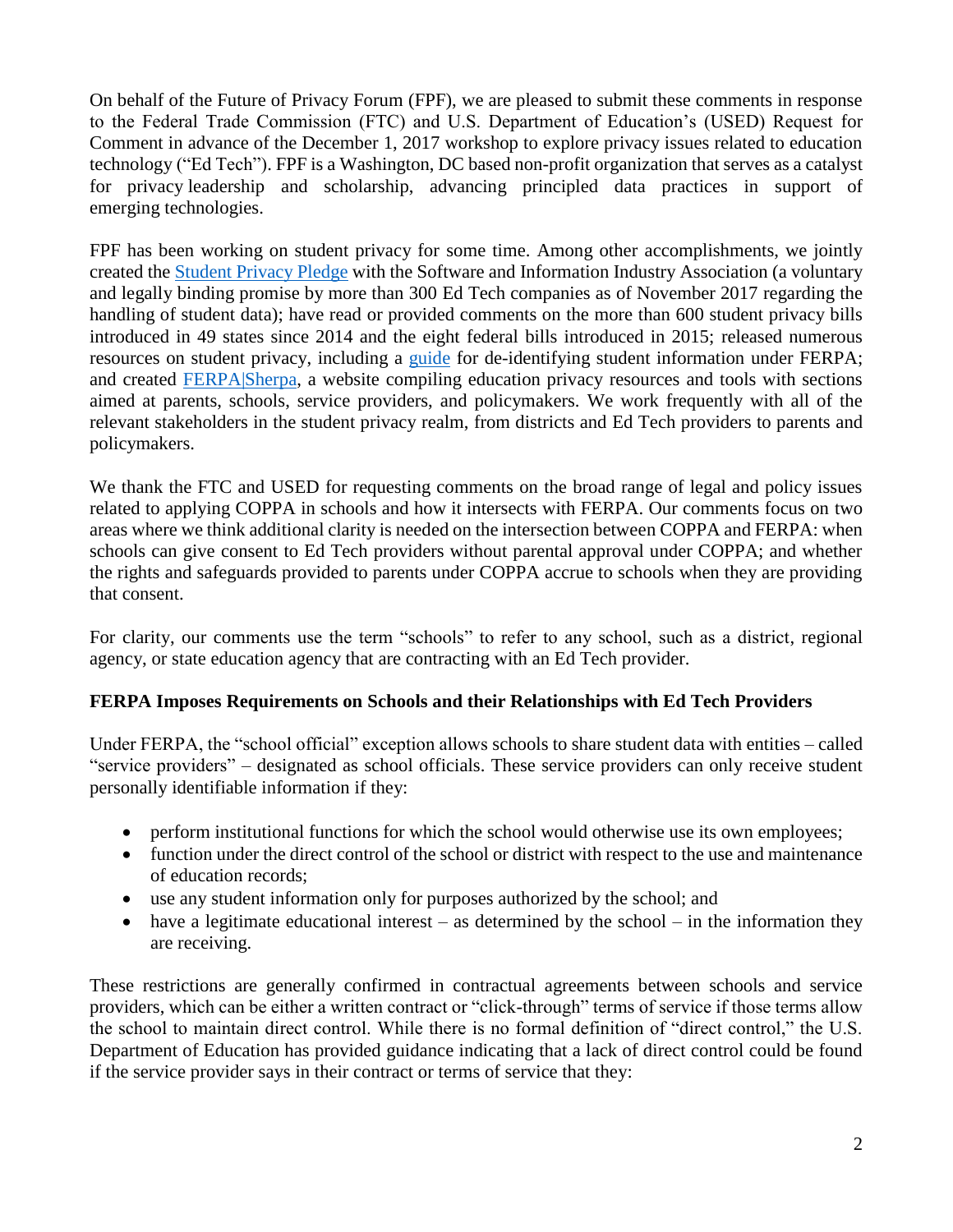On behalf of the Future of Privacy Forum (FPF), we are pleased to submit these comments in response to the Federal Trade Commission (FTC) and U.S. Department of Education's (USED) Request for Comment in advance of the December 1, 2017 workshop to explore privacy issues related to education technology ("Ed Tech"). FPF is a Washington, DC based non-profit organization that serves as a catalyst for privacy leadership and scholarship, advancing principled data practices in support of emerging technologies.

FPF has been working on student privacy for some time. Among other accomplishments, we jointly created the [Student Privacy Pledge] with the Software and Information Industry Association (a voluntary and legally binding promise by more than 300 Ed Tech companies as of November 2017 regarding the handling of student data); have read or provided comments on the more than 600 student privacy bills introduced in 49 states since 2014 and the eight federal bills introduced in 2015; released numerous resources on student privacy, including a [guide] for de-identifying student information under FERPA; and created [FERPA|Sherpa], a website compiling education privacy resources and tools with sections aimed at parents, schools, service providers, and policymakers. We work frequently with all of the relevant stakeholders in the student privacy realm, from districts and Ed Tech providers to parents and policymakers.

We thank the FTC and USED for requesting comments on the broad range of legal and policy issues related to applying COPPA in schools and how it intersects with FERPA. Our comments focus on two areas where we think additional clarity is needed on the intersection between COPPA and FERPA: when schools can give consent to Ed Tech providers without parental approval under COPPA; and whether the rights and safeguards provided to parents under COPPA accrue to schools when they are providing that consent.

For clarity, our comments use the term "schools" to refer to any school, such as a district, regional agency, or state education agency that are contracting with an Ed Tech provider.

**FERPA Imposes Requirements on Schools and their Relationships with Ed Tech Providers**

Under FERPA, the "school official" exception allows schools to share student data with entities – called "service providers" – designated as school officials. These service providers can only receive student personally identifiable information if they:

- perform institutional functions for which the school would otherwise use its own employees;
- function under the direct control of the school or district with respect to the use and maintenance of education records;
- use any student information only for purposes authorized by the school; and
- have a legitimate educational interest – as determined by the school – in the information they are receiving.

These restrictions are generally confirmed in contractual agreements between schools and service providers, which can be either a written contract or "click-through" terms of service if those terms allow the school to maintain direct control. While there is no formal definition of "direct control," the U.S. Department of Education has provided guidance indicating that a lack of direct control could be found if the service provider says in their contract or terms of service that they: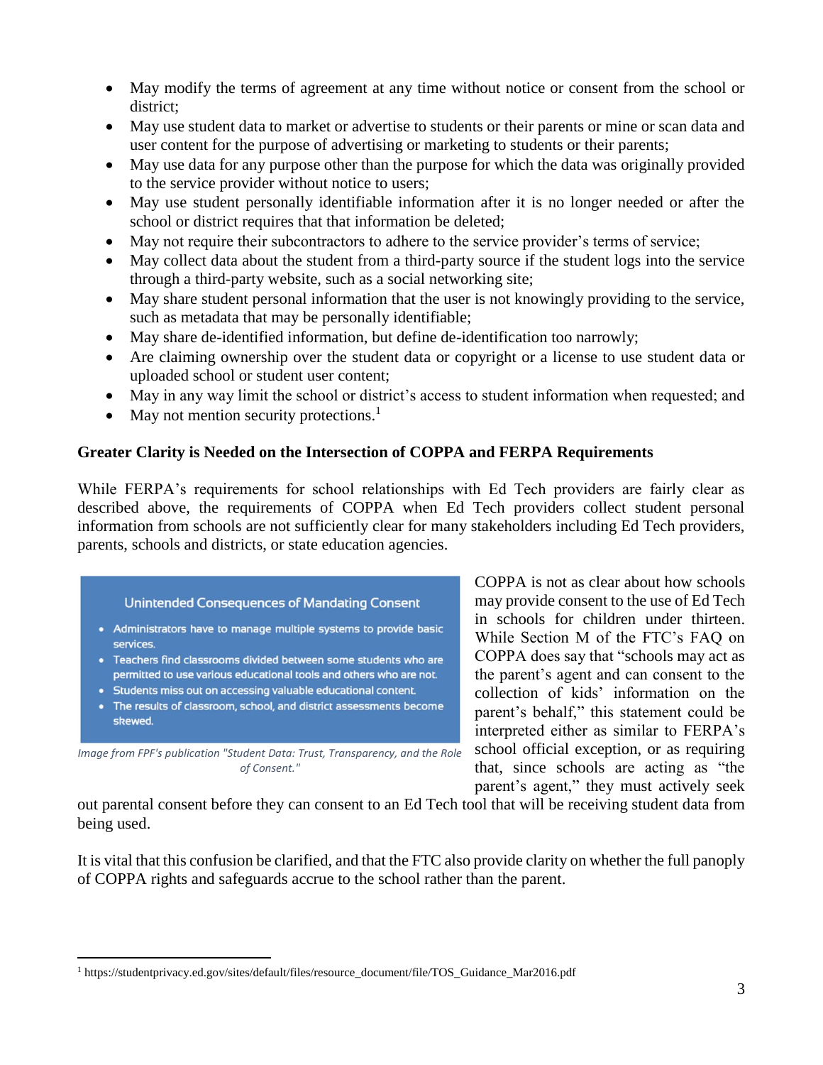- May modify the terms of agreement at any time without notice or consent from the school or district;
- May use student data to market or advertise to students or their parents or mine or scan data and user content for the purpose of advertising or marketing to students or their parents;
- May use data for any purpose other than the purpose for which the data was originally provided to the service provider without notice to users;
- May use student personally identifiable information after it is no longer needed or after the school or district requires that that information be deleted;
- May not require their subcontractors to adhere to the service provider's terms of service;
- May collect data about the student from a third-party source if the student logs into the service through a third-party website, such as a social networking site;
- May share student personal information that the user is not knowingly providing to the service, such as metadata that may be personally identifiable;
- May share de-identified information, but define de-identification too narrowly;
- Are claiming ownership over the student data or copyright or a license to use student data or uploaded school or student user content;
- May in any way limit the school or district's access to student information when requested; and
- May not mention security protections.[1]

**Greater Clarity is Needed on the Intersection of COPPA and FERPA Requirements**

While FERPA's requirements for school relationships with Ed Tech providers are fairly clear as described above, the requirements of COPPA when Ed Tech providers collect student personal information from schools are not sufficiently clear for many stakeholders including Ed Tech providers, parents, schools and districts, or state education agencies.

**Unintended Consequences of Mandating Consent**

- Administrators have to manage multiple systems to provide basic services.
- Teachers find classrooms divided between some students who are permitted to use various educational tools and others who are not.
- Students miss out on accessing valuable educational content.
- The results of classroom, school, and district assessments become skewed.

*Image from FPF's publication "Student Data: Trust, Transparency, and the Role of Consent."*

COPPA is not as clear about how schools may provide consent to the use of Ed Tech in schools for children under thirteen. While Section M of the FTC's FAQ on COPPA does say that "schools may act as the parent's agent and can consent to the collection of kids' information on the parent's behalf," this statement could be interpreted either as similar to FERPA's school official exception, or as requiring that, since schools are acting as "the parent's agent," they must actively seek out parental consent before they can consent to an Ed Tech tool that will be receiving student data from being used.

It is vital that this confusion be clarified, and that the FTC also provide clarity on whether the full panoply of COPPA rights and safeguards accrue to the school rather than the parent.

[1] https://studentprivacy.ed.gov/sites/default/files/resource_document/file/TOS_Guidance_Mar2016.pdf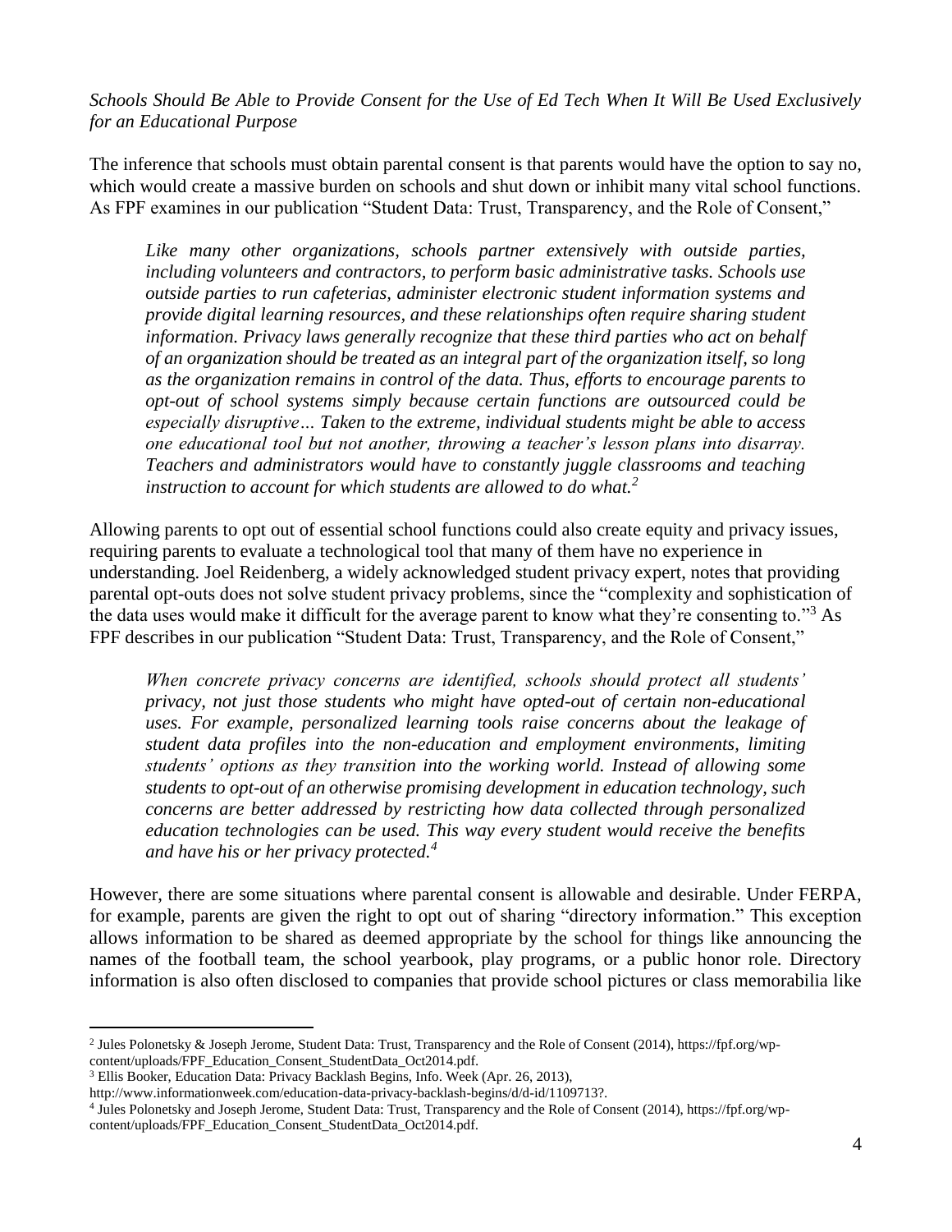*Schools Should Be Able to Provide Consent for the Use of Ed Tech When It Will Be Used Exclusively for an Educational Purpose*

The inference that schools must obtain parental consent is that parents would have the option to say no, which would create a massive burden on schools and shut down or inhibit many vital school functions. As FPF examines in our publication "Student Data: Trust, Transparency, and the Role of Consent,"

> *Like many other organizations, schools partner extensively with outside parties, including volunteers and contractors, to perform basic administrative tasks. Schools use outside parties to run cafeterias, administer electronic student information systems and provide digital learning resources, and these relationships often require sharing student information. Privacy laws generally recognize that these third parties who act on behalf of an organization should be treated as an integral part of the organization itself, so long as the organization remains in control of the data. Thus, efforts to encourage parents to opt-out of school systems simply because certain functions are outsourced could be especially disruptive… Taken to the extreme, individual students might be able to access one educational tool but not another, throwing a teacher's lesson plans into disarray. Teachers and administrators would have to constantly juggle classrooms and teaching instruction to account for which students are allowed to do what.*[2]

Allowing parents to opt out of essential school functions could also create equity and privacy issues, requiring parents to evaluate a technological tool that many of them have no experience in understanding. Joel Reidenberg, a widely acknowledged student privacy expert, notes that providing parental opt-outs does not solve student privacy problems, since the "complexity and sophistication of the data uses would make it difficult for the average parent to know what they're consenting to."[3] As FPF describes in our publication "Student Data: Trust, Transparency, and the Role of Consent,"

> *When concrete privacy concerns are identified, schools should protect all students' privacy, not just those students who might have opted-out of certain non-educational uses. For example, personalized learning tools raise concerns about the leakage of student data profiles into the non-education and employment environments, limiting students' options as they transition into the working world. Instead of allowing some students to opt-out of an otherwise promising development in education technology, such concerns are better addressed by restricting how data collected through personalized education technologies can be used. This way every student would receive the benefits and have his or her privacy protected.*[4]

However, there are some situations where parental consent is allowable and desirable. Under FERPA, for example, parents are given the right to opt out of sharing "directory information." This exception allows information to be shared as deemed appropriate by the school for things like announcing the names of the football team, the school yearbook, play programs, or a public honor role. Directory information is also often disclosed to companies that provide school pictures or class memorabilia like

---

[2] Jules Polonetsky & Joseph Jerome, Student Data: Trust, Transparency and the Role of Consent (2014), https://fpf.org/wp-content/uploads/FPF_Education_Consent_StudentData_Oct2014.pdf.

[3] Ellis Booker, Education Data: Privacy Backlash Begins, Info. Week (Apr. 26, 2013), http://www.informationweek.com/education-data-privacy-backlash-begins/d/d-id/1109713?.

[4] Jules Polonetsky and Joseph Jerome, Student Data: Trust, Transparency and the Role of Consent (2014), https://fpf.org/wp-content/uploads/FPF_Education_Consent_StudentData_Oct2014.pdf.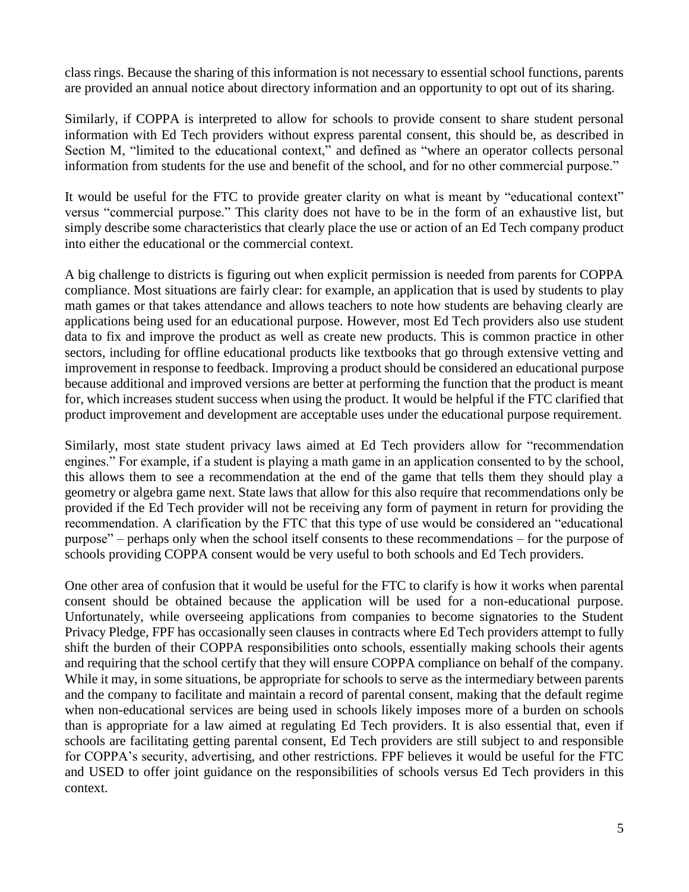class rings. Because the sharing of this information is not necessary to essential school functions, parents are provided an annual notice about directory information and an opportunity to opt out of its sharing.

Similarly, if COPPA is interpreted to allow for schools to provide consent to share student personal information with Ed Tech providers without express parental consent, this should be, as described in Section M, "limited to the educational context," and defined as "where an operator collects personal information from students for the use and benefit of the school, and for no other commercial purpose."

It would be useful for the FTC to provide greater clarity on what is meant by "educational context" versus "commercial purpose." This clarity does not have to be in the form of an exhaustive list, but simply describe some characteristics that clearly place the use or action of an Ed Tech company product into either the educational or the commercial context.

A big challenge to districts is figuring out when explicit permission is needed from parents for COPPA compliance. Most situations are fairly clear: for example, an application that is used by students to play math games or that takes attendance and allows teachers to note how students are behaving clearly are applications being used for an educational purpose. However, most Ed Tech providers also use student data to fix and improve the product as well as create new products. This is common practice in other sectors, including for offline educational products like textbooks that go through extensive vetting and improvement in response to feedback. Improving a product should be considered an educational purpose because additional and improved versions are better at performing the function that the product is meant for, which increases student success when using the product. It would be helpful if the FTC clarified that product improvement and development are acceptable uses under the educational purpose requirement.

Similarly, most state student privacy laws aimed at Ed Tech providers allow for "recommendation engines." For example, if a student is playing a math game in an application consented to by the school, this allows them to see a recommendation at the end of the game that tells them they should play a geometry or algebra game next. State laws that allow for this also require that recommendations only be provided if the Ed Tech provider will not be receiving any form of payment in return for providing the recommendation. A clarification by the FTC that this type of use would be considered an "educational purpose" – perhaps only when the school itself consents to these recommendations – for the purpose of schools providing COPPA consent would be very useful to both schools and Ed Tech providers.

One other area of confusion that it would be useful for the FTC to clarify is how it works when parental consent should be obtained because the application will be used for a non-educational purpose. Unfortunately, while overseeing applications from companies to become signatories to the Student Privacy Pledge, FPF has occasionally seen clauses in contracts where Ed Tech providers attempt to fully shift the burden of their COPPA responsibilities onto schools, essentially making schools their agents and requiring that the school certify that they will ensure COPPA compliance on behalf of the company. While it may, in some situations, be appropriate for schools to serve as the intermediary between parents and the company to facilitate and maintain a record of parental consent, making that the default regime when non-educational services are being used in schools likely imposes more of a burden on schools than is appropriate for a law aimed at regulating Ed Tech providers. It is also essential that, even if schools are facilitating getting parental consent, Ed Tech providers are still subject to and responsible for COPPA's security, advertising, and other restrictions. FPF believes it would be useful for the FTC and USED to offer joint guidance on the responsibilities of schools versus Ed Tech providers in this context.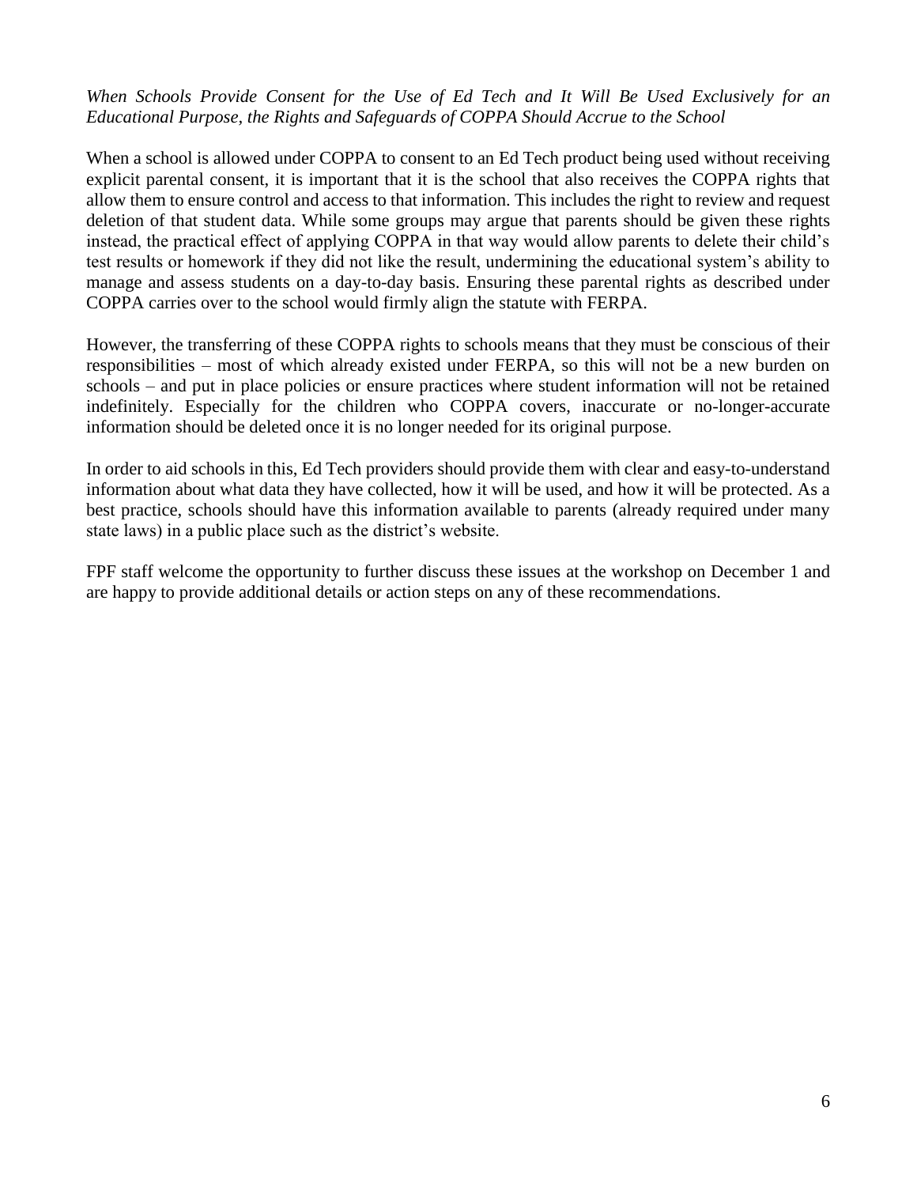*When Schools Provide Consent for the Use of Ed Tech and It Will Be Used Exclusively for an Educational Purpose, the Rights and Safeguards of COPPA Should Accrue to the School*

When a school is allowed under COPPA to consent to an Ed Tech product being used without receiving explicit parental consent, it is important that it is the school that also receives the COPPA rights that allow them to ensure control and access to that information. This includes the right to review and request deletion of that student data. While some groups may argue that parents should be given these rights instead, the practical effect of applying COPPA in that way would allow parents to delete their child's test results or homework if they did not like the result, undermining the educational system's ability to manage and assess students on a day-to-day basis. Ensuring these parental rights as described under COPPA carries over to the school would firmly align the statute with FERPA.

However, the transferring of these COPPA rights to schools means that they must be conscious of their responsibilities – most of which already existed under FERPA, so this will not be a new burden on schools – and put in place policies or ensure practices where student information will not be retained indefinitely. Especially for the children who COPPA covers, inaccurate or no-longer-accurate information should be deleted once it is no longer needed for its original purpose.

In order to aid schools in this, Ed Tech providers should provide them with clear and easy-to-understand information about what data they have collected, how it will be used, and how it will be protected. As a best practice, schools should have this information available to parents (already required under many state laws) in a public place such as the district's website.

FPF staff welcome the opportunity to further discuss these issues at the workshop on December 1 and are happy to provide additional details or action steps on any of these recommendations.